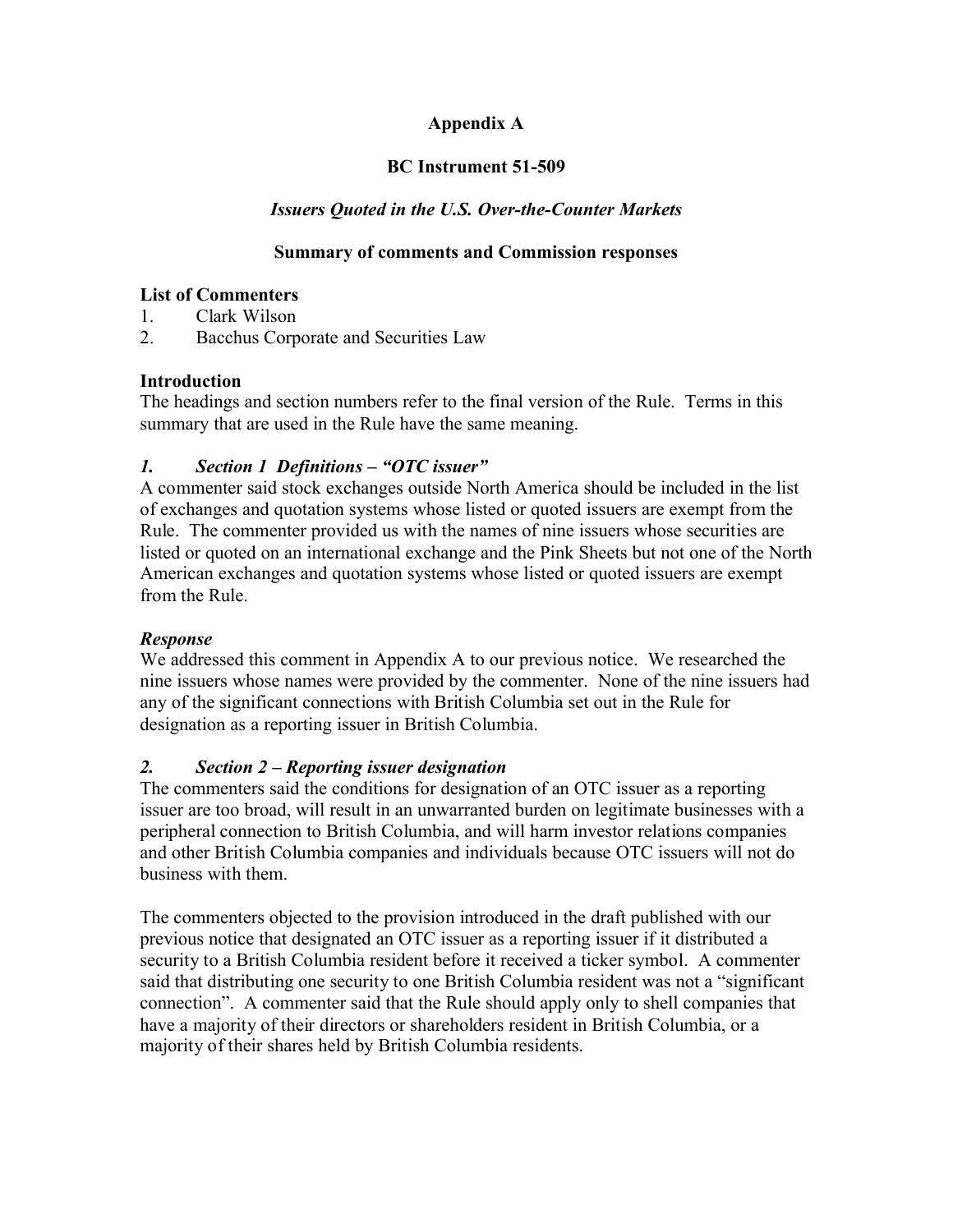# Appendix A

## BC Instrument 51-509

### *Issuers Quoted in the U.S. Over-the-Counter Markets*

### Summary of comments and Commission responses

**List of Commenters**

1. Clark Wilson
2. Bacchus Corporate and Securities Law

**Introduction**

The headings and section numbers refer to the final version of the Rule. Terms in this summary that are used in the Rule have the same meaning.

***1. Section 1 Definitions – "OTC issuer"***

A commenter said stock exchanges outside North America should be included in the list of exchanges and quotation systems whose listed or quoted issuers are exempt from the Rule. The commenter provided us with the names of nine issuers whose securities are listed or quoted on an international exchange and the Pink Sheets but not one of the North American exchanges and quotation systems whose listed or quoted issuers are exempt from the Rule.

***Response***

We addressed this comment in Appendix A to our previous notice. We researched the nine issuers whose names were provided by the commenter. None of the nine issuers had any of the significant connections with British Columbia set out in the Rule for designation as a reporting issuer in British Columbia.

***2. Section 2 – Reporting issuer designation***

The commenters said the conditions for designation of an OTC issuer as a reporting issuer are too broad, will result in an unwarranted burden on legitimate businesses with a peripheral connection to British Columbia, and will harm investor relations companies and other British Columbia companies and individuals because OTC issuers will not do business with them.

The commenters objected to the provision introduced in the draft published with our previous notice that designated an OTC issuer as a reporting issuer if it distributed a security to a British Columbia resident before it received a ticker symbol. A commenter said that distributing one security to one British Columbia resident was not a "significant connection". A commenter said that the Rule should apply only to shell companies that have a majority of their directors or shareholders resident in British Columbia, or a majority of their shares held by British Columbia residents.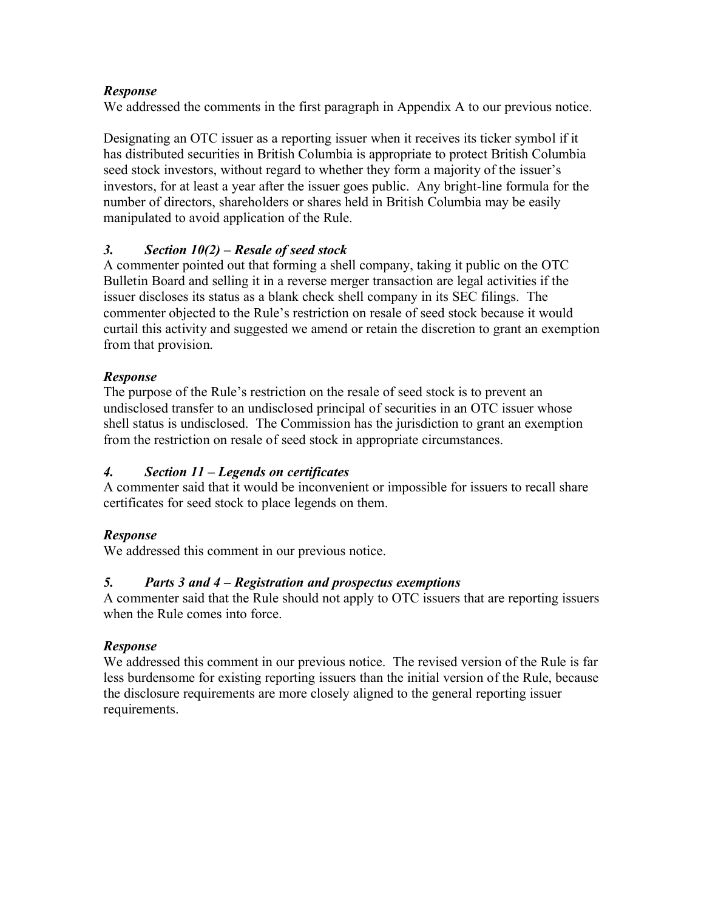***Response***

We addressed the comments in the first paragraph in Appendix A to our previous notice.

Designating an OTC issuer as a reporting issuer when it receives its ticker symbol if it has distributed securities in British Columbia is appropriate to protect British Columbia seed stock investors, without regard to whether they form a majority of the issuer's investors, for at least a year after the issuer goes public. Any bright-line formula for the number of directors, shareholders or shares held in British Columbia may be easily manipulated to avoid application of the Rule.

### *3. Section 10(2) – Resale of seed stock*

A commenter pointed out that forming a shell company, taking it public on the OTC Bulletin Board and selling it in a reverse merger transaction are legal activities if the issuer discloses its status as a blank check shell company in its SEC filings. The commenter objected to the Rule's restriction on resale of seed stock because it would curtail this activity and suggested we amend or retain the discretion to grant an exemption from that provision.

***Response***

The purpose of the Rule's restriction on the resale of seed stock is to prevent an undisclosed transfer to an undisclosed principal of securities in an OTC issuer whose shell status is undisclosed. The Commission has the jurisdiction to grant an exemption from the restriction on resale of seed stock in appropriate circumstances.

### *4. Section 11 – Legends on certificates*

A commenter said that it would be inconvenient or impossible for issuers to recall share certificates for seed stock to place legends on them.

***Response***

We addressed this comment in our previous notice.

### *5. Parts 3 and 4 – Registration and prospectus exemptions*

A commenter said that the Rule should not apply to OTC issuers that are reporting issuers when the Rule comes into force.

***Response***

We addressed this comment in our previous notice. The revised version of the Rule is far less burdensome for existing reporting issuers than the initial version of the Rule, because the disclosure requirements are more closely aligned to the general reporting issuer requirements.